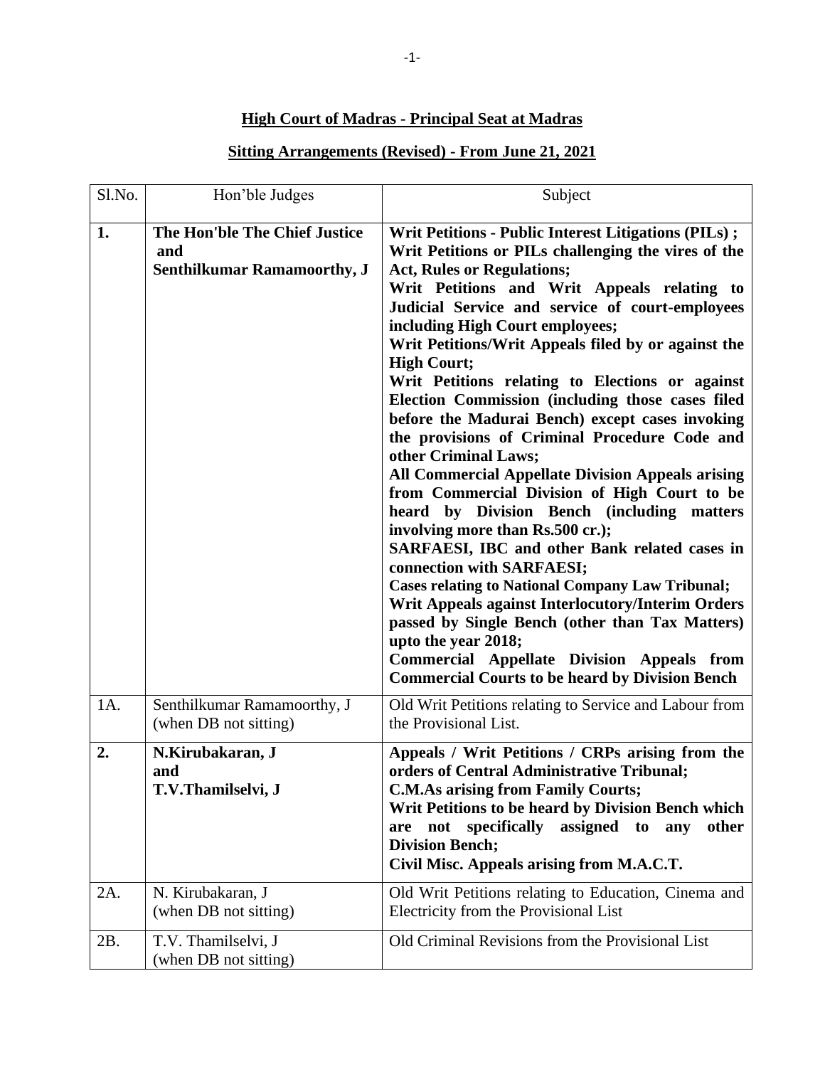## High Court of Madras - Principal Seat at Madras

## Sitting Arrangements (Revised) - From June 21, 2021

| Sl.No. | Hon'ble Judges | Subject |
|---|---|---|
| **1.** | **The Hon'ble The Chief Justice and Senthilkumar Ramamoorthy, J** | **Writ Petitions - Public Interest Litigations (PILs) ; Writ Petitions or PILs challenging the vires of the Act, Rules or Regulations; Writ Petitions and Writ Appeals relating to Judicial Service and service of court-employees including High Court employees; Writ Petitions/Writ Appeals filed by or against the High Court; Writ Petitions relating to Elections or against Election Commission (including those cases filed before the Madurai Bench) except cases invoking the provisions of Criminal Procedure Code and other Criminal Laws; All Commercial Appellate Division Appeals arising from Commercial Division of High Court to be heard by Division Bench (including matters involving more than Rs.500 cr.); SARFAESI, IBC and other Bank related cases in connection with SARFAESI; Cases relating to National Company Law Tribunal; Writ Appeals against Interlocutory/Interim Orders passed by Single Bench (other than Tax Matters) upto the year 2018; Commercial Appellate Division Appeals from Commercial Courts to be heard by Division Bench** |
| 1A. | Senthilkumar Ramamoorthy, J (when DB not sitting) | Old Writ Petitions relating to Service and Labour from the Provisional List. |
| **2.** | **N.Kirubakaran, J and T.V.Thamilselvi, J** | **Appeals / Writ Petitions / CRPs arising from the orders of Central Administrative Tribunal; C.M.As arising from Family Courts; Writ Petitions to be heard by Division Bench which are not specifically assigned to any other Division Bench; Civil Misc. Appeals arising from M.A.C.T.** |
| 2A. | N. Kirubakaran, J (when DB not sitting) | Old Writ Petitions relating to Education, Cinema and Electricity from the Provisional List |
| 2B. | T.V. Thamilselvi, J (when DB not sitting) | Old Criminal Revisions from the Provisional List |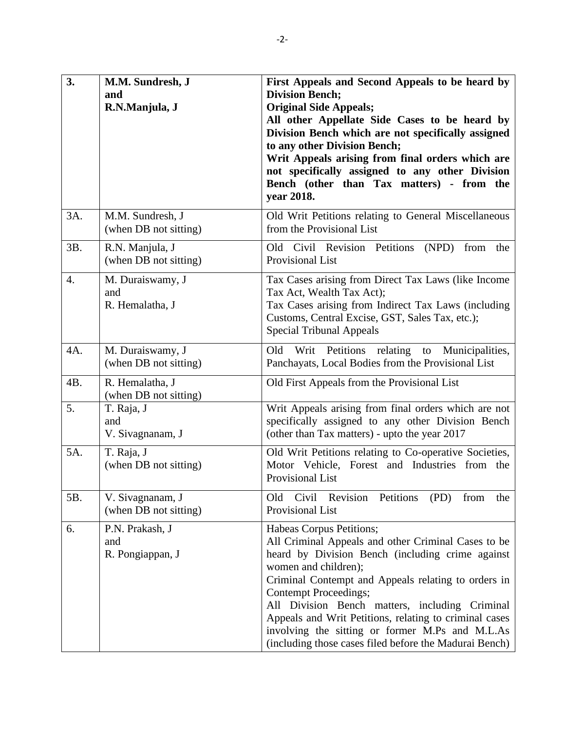| 3. | **M.M. Sundresh, J and R.N.Manjula, J** | **First Appeals and Second Appeals to be heard by Division Bench; Original Side Appeals; All other Appellate Side Cases to be heard by Division Bench which are not specifically assigned to any other Division Bench; Writ Appeals arising from final orders which are not specifically assigned to any other Division Bench (other than Tax matters) - from the year 2018.** |
|---|---|---|
| 3A. | M.M. Sundresh, J (when DB not sitting) | Old Writ Petitions relating to General Miscellaneous from the Provisional List |
| 3B. | R.N. Manjula, J (when DB not sitting) | Old Civil Revision Petitions (NPD) from the Provisional List |
| 4. | M. Duraiswamy, J and R. Hemalatha, J | Tax Cases arising from Direct Tax Laws (like Income Tax Act, Wealth Tax Act); Tax Cases arising from Indirect Tax Laws (including Customs, Central Excise, GST, Sales Tax, etc.); Special Tribunal Appeals |
| 4A. | M. Duraiswamy, J (when DB not sitting) | Old Writ Petitions relating to Municipalities, Panchayats, Local Bodies from the Provisional List |
| 4B. | R. Hemalatha, J (when DB not sitting) | Old First Appeals from the Provisional List |
| 5. | T. Raja, J and V. Sivagnanam, J | Writ Appeals arising from final orders which are not specifically assigned to any other Division Bench (other than Tax matters) - upto the year 2017 |
| 5A. | T. Raja, J (when DB not sitting) | Old Writ Petitions relating to Co-operative Societies, Motor Vehicle, Forest and Industries from the Provisional List |
| 5B. | V. Sivagnanam, J (when DB not sitting) | Old Civil Revision Petitions (PD) from the Provisional List |
| 6. | P.N. Prakash, J and R. Pongiappan, J | Habeas Corpus Petitions; All Criminal Appeals and other Criminal Cases to be heard by Division Bench (including crime against women and children); Criminal Contempt and Appeals relating to orders in Contempt Proceedings; All Division Bench matters, including Criminal Appeals and Writ Petitions, relating to criminal cases involving the sitting or former M.Ps and M.L.As (including those cases filed before the Madurai Bench) |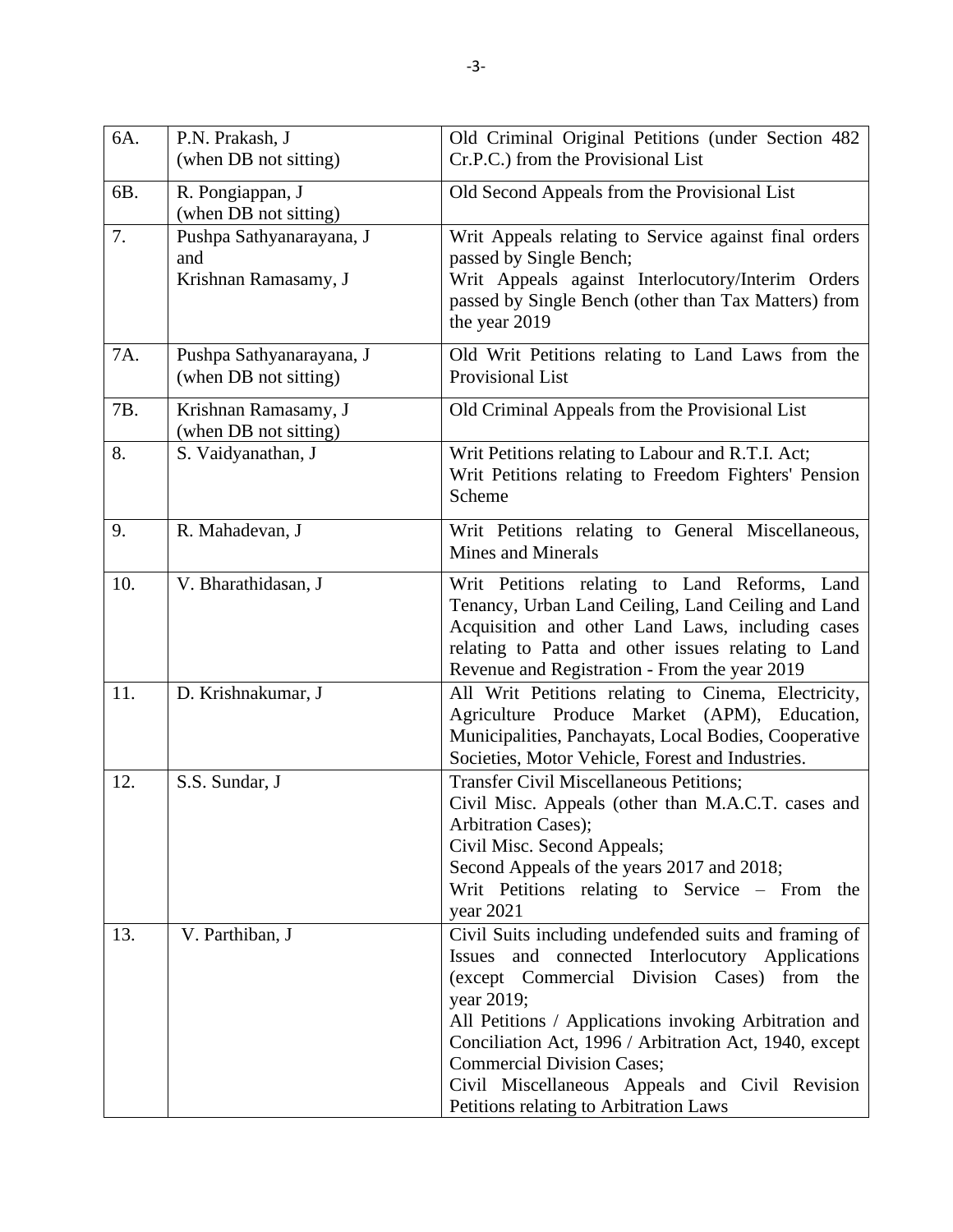| 6A. | P.N. Prakash, J<br>(when DB not sitting) | Old Criminal Original Petitions (under Section 482 Cr.P.C.) from the Provisional List |
|---|---|---|
| 6B. | R. Pongiappan, J<br>(when DB not sitting) | Old Second Appeals from the Provisional List |
| 7. | Pushpa Sathyanarayana, J<br>and<br>Krishnan Ramasamy, J | Writ Appeals relating to Service against final orders passed by Single Bench;<br>Writ Appeals against Interlocutory/Interim Orders passed by Single Bench (other than Tax Matters) from the year 2019 |
| 7A. | Pushpa Sathyanarayana, J<br>(when DB not sitting) | Old Writ Petitions relating to Land Laws from the Provisional List |
| 7B. | Krishnan Ramasamy, J<br>(when DB not sitting) | Old Criminal Appeals from the Provisional List |
| 8. | S. Vaidyanathan, J | Writ Petitions relating to Labour and R.T.I. Act;<br>Writ Petitions relating to Freedom Fighters' Pension Scheme |
| 9. | R. Mahadevan, J | Writ Petitions relating to General Miscellaneous, Mines and Minerals |
| 10. | V. Bharathidasan, J | Writ Petitions relating to Land Reforms, Land Tenancy, Urban Land Ceiling, Land Ceiling and Land Acquisition and other Land Laws, including cases relating to Patta and other issues relating to Land Revenue and Registration - From the year 2019 |
| 11. | D. Krishnakumar, J | All Writ Petitions relating to Cinema, Electricity, Agriculture Produce Market (APM), Education, Municipalities, Panchayats, Local Bodies, Cooperative Societies, Motor Vehicle, Forest and Industries. |
| 12. | S.S. Sundar, J | Transfer Civil Miscellaneous Petitions;<br>Civil Misc. Appeals (other than M.A.C.T. cases and Arbitration Cases);<br>Civil Misc. Second Appeals;<br>Second Appeals of the years 2017 and 2018;<br>Writ Petitions relating to Service – From the year 2021 |
| 13. | V. Parthiban, J | Civil Suits including undefended suits and framing of Issues and connected Interlocutory Applications (except Commercial Division Cases) from the year 2019;<br>All Petitions / Applications invoking Arbitration and Conciliation Act, 1996 / Arbitration Act, 1940, except Commercial Division Cases;<br>Civil Miscellaneous Appeals and Civil Revision Petitions relating to Arbitration Laws |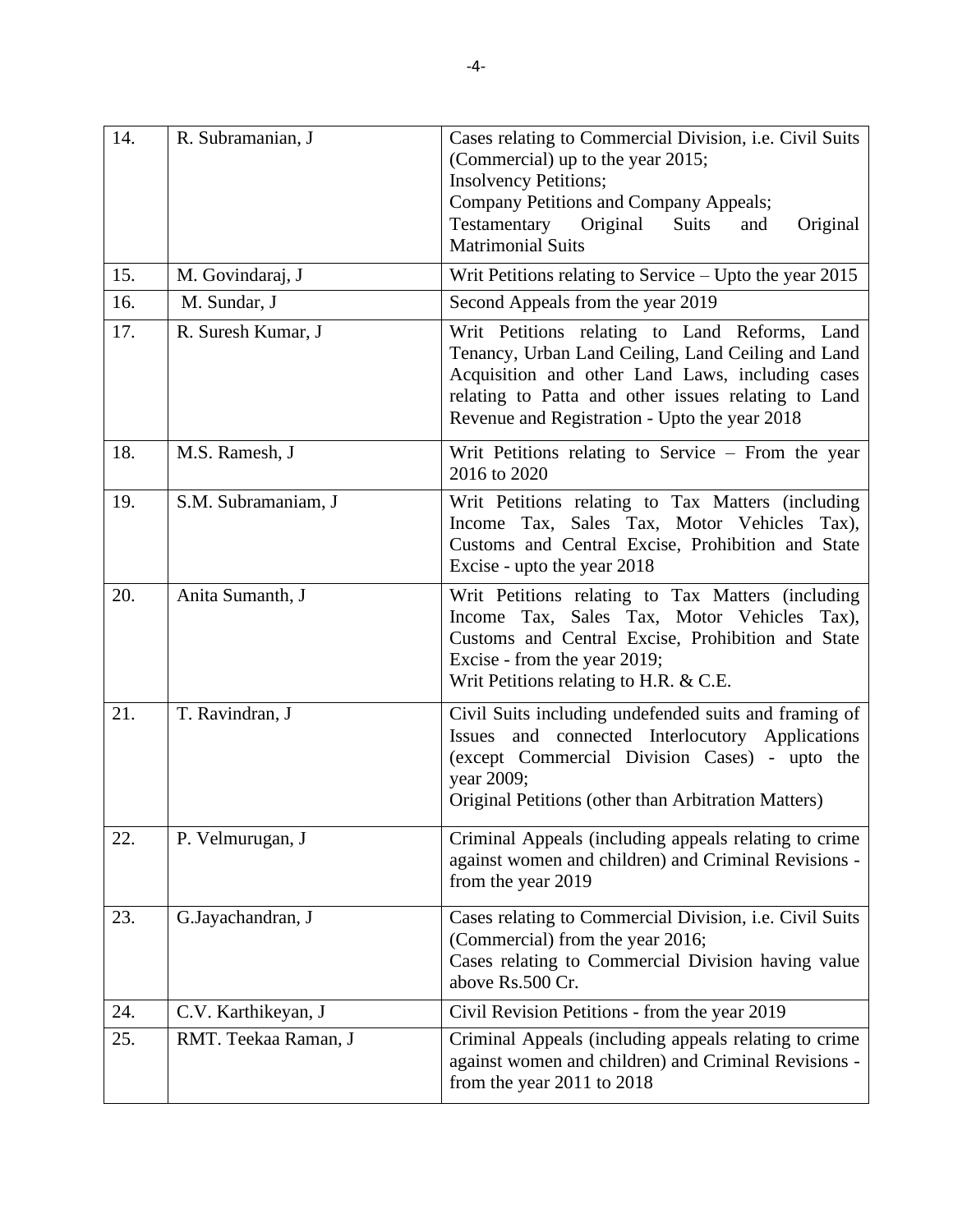| 14. | R. Subramanian, J | Cases relating to Commercial Division, i.e. Civil Suits (Commercial) up to the year 2015;<br>Insolvency Petitions;<br>Company Petitions and Company Appeals;<br>Testamentary Original Suits and Original Matrimonial Suits |
|---|---|---|
| 15. | M. Govindaraj, J | Writ Petitions relating to Service – Upto the year 2015 |
| 16. | M. Sundar, J | Second Appeals from the year 2019 |
| 17. | R. Suresh Kumar, J | Writ Petitions relating to Land Reforms, Land Tenancy, Urban Land Ceiling, Land Ceiling and Land Acquisition and other Land Laws, including cases relating to Patta and other issues relating to Land Revenue and Registration - Upto the year 2018 |
| 18. | M.S. Ramesh, J | Writ Petitions relating to Service – From the year 2016 to 2020 |
| 19. | S.M. Subramaniam, J | Writ Petitions relating to Tax Matters (including Income Tax, Sales Tax, Motor Vehicles Tax), Customs and Central Excise, Prohibition and State Excise - upto the year 2018 |
| 20. | Anita Sumanth, J | Writ Petitions relating to Tax Matters (including Income Tax, Sales Tax, Motor Vehicles Tax), Customs and Central Excise, Prohibition and State Excise - from the year 2019;<br>Writ Petitions relating to H.R. & C.E. |
| 21. | T. Ravindran, J | Civil Suits including undefended suits and framing of Issues and connected Interlocutory Applications (except Commercial Division Cases) - upto the year 2009;<br>Original Petitions (other than Arbitration Matters) |
| 22. | P. Velmurugan, J | Criminal Appeals (including appeals relating to crime against women and children) and Criminal Revisions - from the year 2019 |
| 23. | G.Jayachandran, J | Cases relating to Commercial Division, i.e. Civil Suits (Commercial) from the year 2016;<br>Cases relating to Commercial Division having value above Rs.500 Cr. |
| 24. | C.V. Karthikeyan, J | Civil Revision Petitions - from the year 2019 |
| 25. | RMT. Teekaa Raman, J | Criminal Appeals (including appeals relating to crime against women and children) and Criminal Revisions - from the year 2011 to 2018 |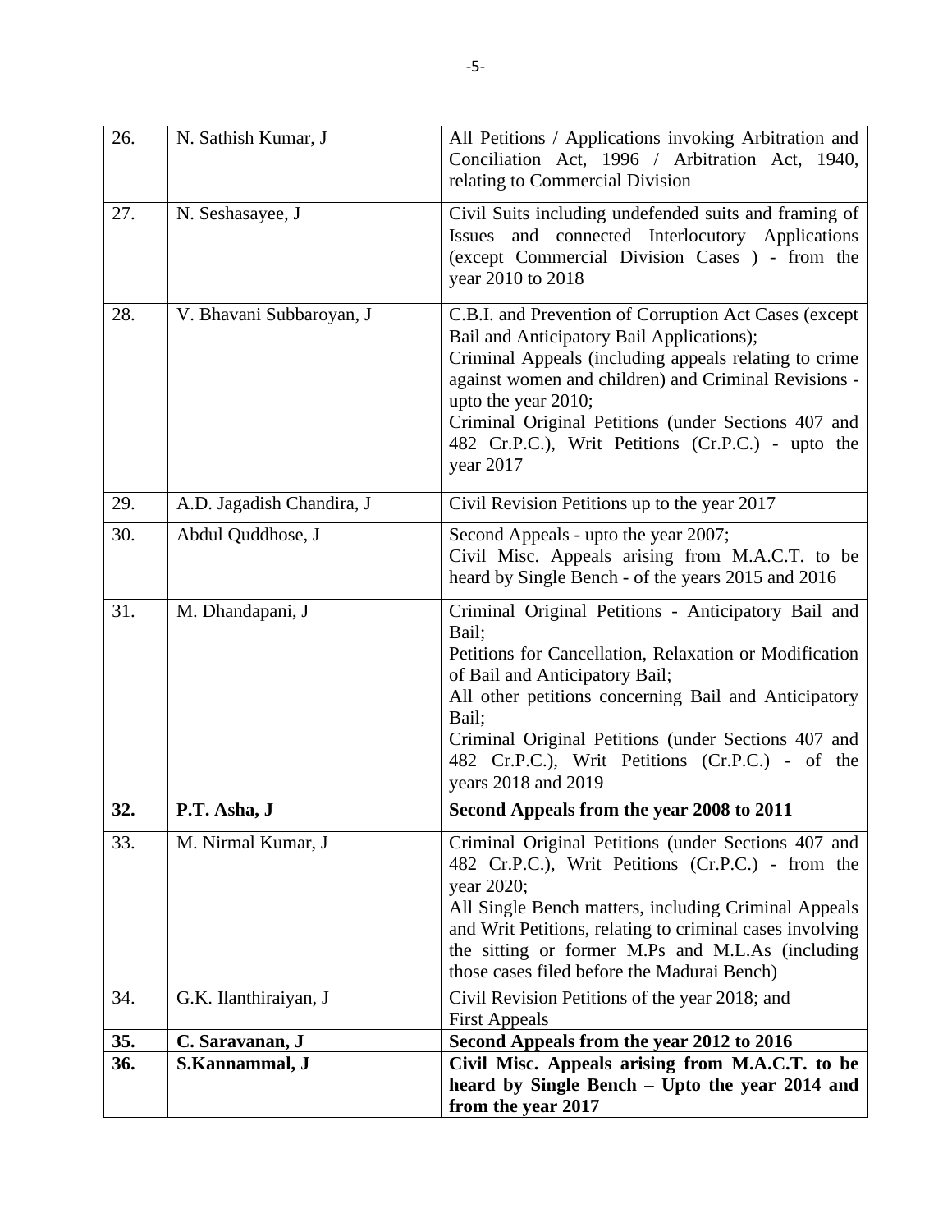| | | |
|---|---|---|
| 26. | N. Sathish Kumar, J | All Petitions / Applications invoking Arbitration and Conciliation Act, 1996 / Arbitration Act, 1940, relating to Commercial Division |
| 27. | N. Seshasayee, J | Civil Suits including undefended suits and framing of Issues and connected Interlocutory Applications (except Commercial Division Cases ) - from the year 2010 to 2018 |
| 28. | V. Bhavani Subbaroyan, J | C.B.I. and Prevention of Corruption Act Cases (except Bail and Anticipatory Bail Applications);<br>Criminal Appeals (including appeals relating to crime against women and children) and Criminal Revisions - upto the year 2010;<br>Criminal Original Petitions (under Sections 407 and 482 Cr.P.C.), Writ Petitions (Cr.P.C.) - upto the year 2017 |
| 29. | A.D. Jagadish Chandira, J | Civil Revision Petitions up to the year 2017 |
| 30. | Abdul Quddhose, J | Second Appeals - upto the year 2007;<br>Civil Misc. Appeals arising from M.A.C.T. to be heard by Single Bench - of the years 2015 and 2016 |
| 31. | M. Dhandapani, J | Criminal Original Petitions - Anticipatory Bail and Bail;<br>Petitions for Cancellation, Relaxation or Modification of Bail and Anticipatory Bail;<br>All other petitions concerning Bail and Anticipatory Bail;<br>Criminal Original Petitions (under Sections 407 and 482 Cr.P.C.), Writ Petitions (Cr.P.C.) - of the years 2018 and 2019 |
| **32.** | **P.T. Asha, J** | **Second Appeals from the year 2008 to 2011** |
| 33. | M. Nirmal Kumar, J | Criminal Original Petitions (under Sections 407 and 482 Cr.P.C.), Writ Petitions (Cr.P.C.) - from the year 2020;<br>All Single Bench matters, including Criminal Appeals and Writ Petitions, relating to criminal cases involving the sitting or former M.Ps and M.L.As (including those cases filed before the Madurai Bench) |
| 34. | G.K. Ilanthiraiyan, J | Civil Revision Petitions of the year 2018; and<br>First Appeals |
| **35.** | **C. Saravanan, J** | **Second Appeals from the year 2012 to 2016** |
| **36.** | **S.Kannammal, J** | **Civil Misc. Appeals arising from M.A.C.T. to be heard by Single Bench – Upto the year 2014 and from the year 2017** |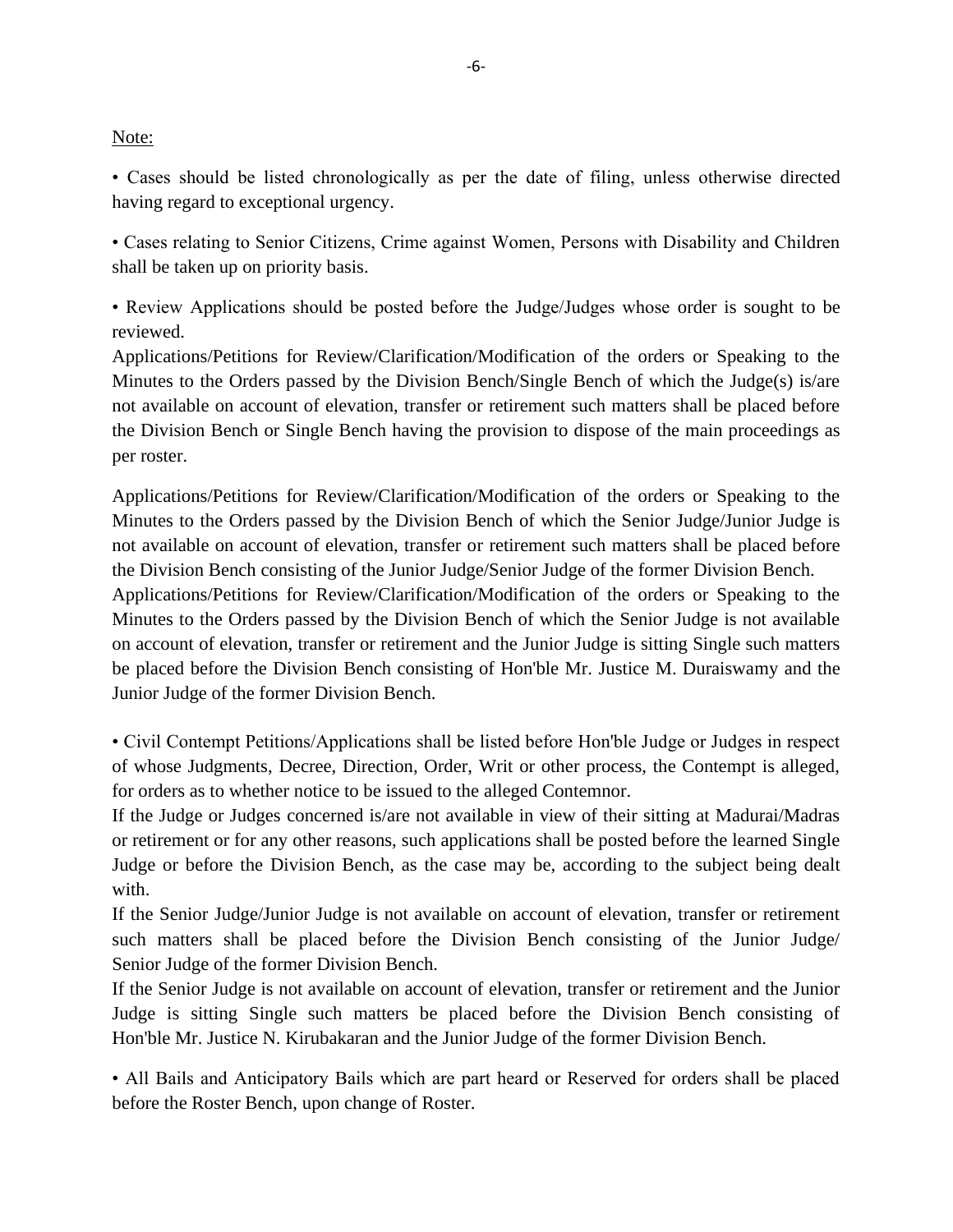Note:

• Cases should be listed chronologically as per the date of filing, unless otherwise directed having regard to exceptional urgency.

• Cases relating to Senior Citizens, Crime against Women, Persons with Disability and Children shall be taken up on priority basis.

• Review Applications should be posted before the Judge/Judges whose order is sought to be reviewed.
Applications/Petitions for Review/Clarification/Modification of the orders or Speaking to the Minutes to the Orders passed by the Division Bench/Single Bench of which the Judge(s) is/are not available on account of elevation, transfer or retirement such matters shall be placed before the Division Bench or Single Bench having the provision to dispose of the main proceedings as per roster.

Applications/Petitions for Review/Clarification/Modification of the orders or Speaking to the Minutes to the Orders passed by the Division Bench of which the Senior Judge/Junior Judge is not available on account of elevation, transfer or retirement such matters shall be placed before the Division Bench consisting of the Junior Judge/Senior Judge of the former Division Bench.
Applications/Petitions for Review/Clarification/Modification of the orders or Speaking to the Minutes to the Orders passed by the Division Bench of which the Senior Judge is not available on account of elevation, transfer or retirement and the Junior Judge is sitting Single such matters be placed before the Division Bench consisting of Hon'ble Mr. Justice M. Duraiswamy and the Junior Judge of the former Division Bench.

• Civil Contempt Petitions/Applications shall be listed before Hon'ble Judge or Judges in respect of whose Judgments, Decree, Direction, Order, Writ or other process, the Contempt is alleged, for orders as to whether notice to be issued to the alleged Contemnor.
If the Judge or Judges concerned is/are not available in view of their sitting at Madurai/Madras or retirement or for any other reasons, such applications shall be posted before the learned Single Judge or before the Division Bench, as the case may be, according to the subject being dealt with.
If the Senior Judge/Junior Judge is not available on account of elevation, transfer or retirement such matters shall be placed before the Division Bench consisting of the Junior Judge/ Senior Judge of the former Division Bench.
If the Senior Judge is not available on account of elevation, transfer or retirement and the Junior Judge is sitting Single such matters be placed before the Division Bench consisting of Hon'ble Mr. Justice N. Kirubakaran and the Junior Judge of the former Division Bench.

• All Bails and Anticipatory Bails which are part heard or Reserved for orders shall be placed before the Roster Bench, upon change of Roster.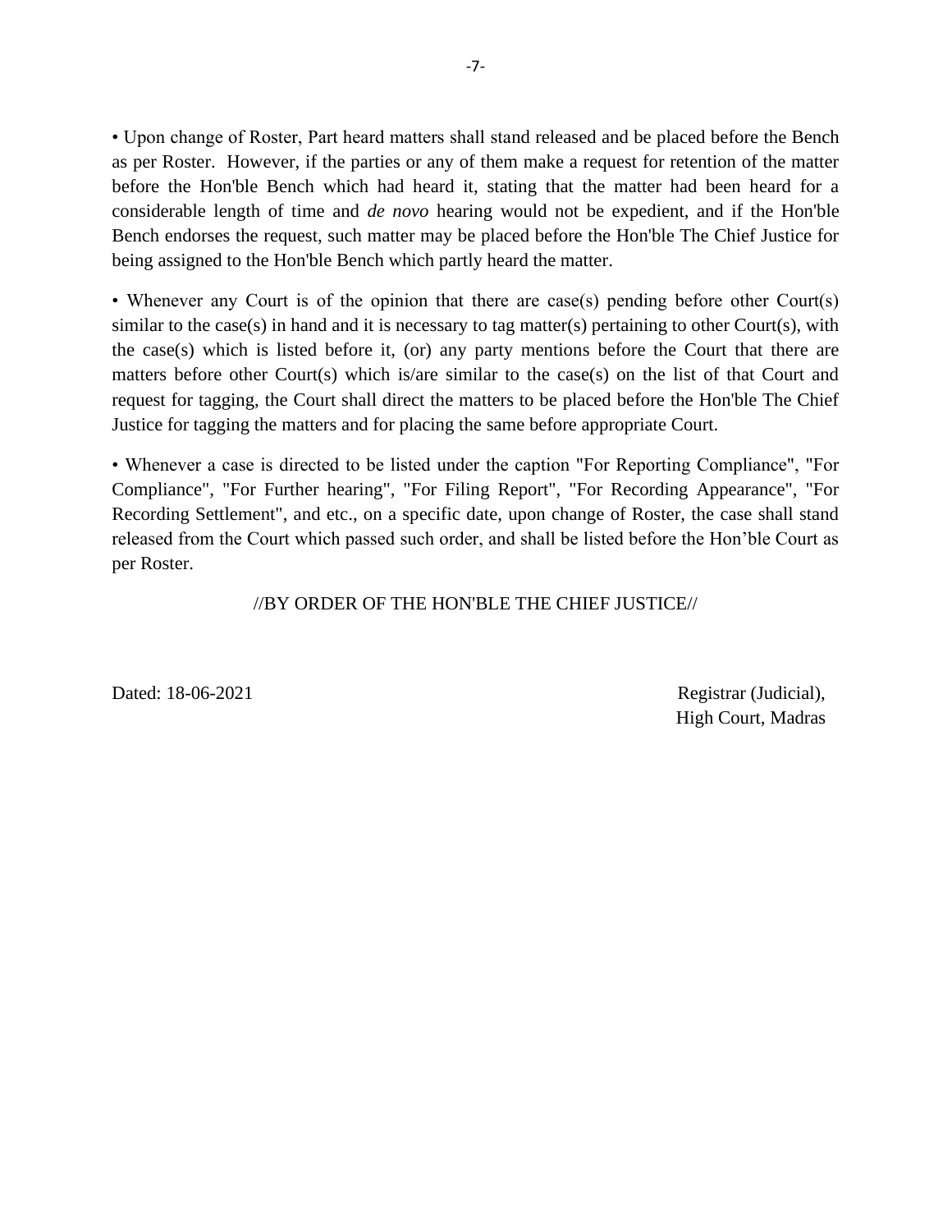- Upon change of Roster, Part heard matters shall stand released and be placed before the Bench as per Roster. However, if the parties or any of them make a request for retention of the matter before the Hon'ble Bench which had heard it, stating that the matter had been heard for a considerable length of time and *de novo* hearing would not be expedient, and if the Hon'ble Bench endorses the request, such matter may be placed before the Hon'ble The Chief Justice for being assigned to the Hon'ble Bench which partly heard the matter.

- Whenever any Court is of the opinion that there are case(s) pending before other Court(s) similar to the case(s) in hand and it is necessary to tag matter(s) pertaining to other Court(s), with the case(s) which is listed before it, (or) any party mentions before the Court that there are matters before other Court(s) which is/are similar to the case(s) on the list of that Court and request for tagging, the Court shall direct the matters to be placed before the Hon'ble The Chief Justice for tagging the matters and for placing the same before appropriate Court.

- Whenever a case is directed to be listed under the caption "For Reporting Compliance", "For Compliance", "For Further hearing", "For Filing Report", "For Recording Appearance", "For Recording Settlement", and etc., on a specific date, upon change of Roster, the case shall stand released from the Court which passed such order, and shall be listed before the Hon'ble Court as per Roster.

//BY ORDER OF THE HON'BLE THE CHIEF JUSTICE//

Dated: 18-06-2021

Registrar (Judicial),
High Court, Madras